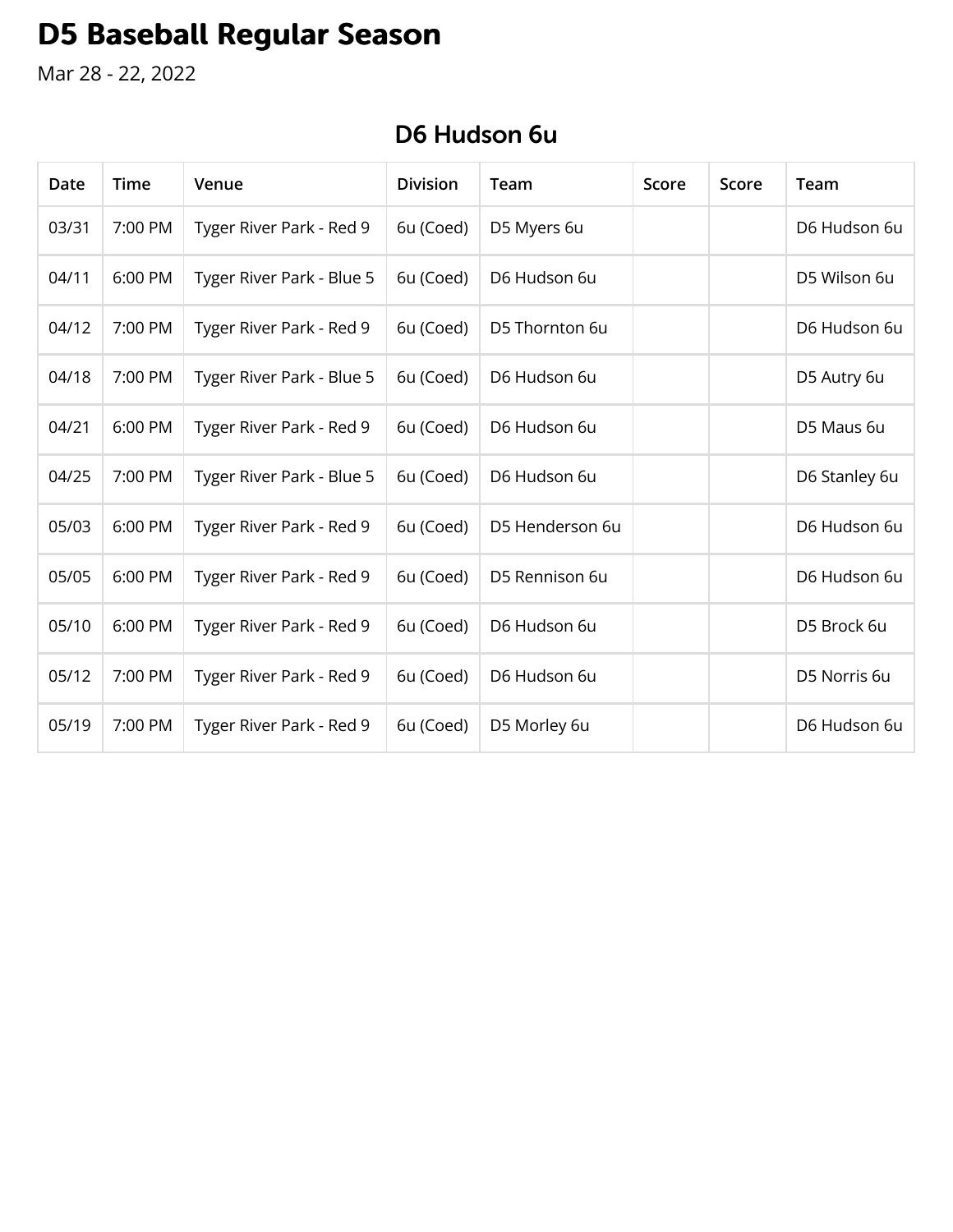# D5 Baseball Regular Season

Mar 28 - 22, 2022

## D6 Hudson 6u

| Date | Time | Venue | Division | Team | Score | Score | Team |
|---|---|---|---|---|---|---|---|
| 03/31 | 7:00 PM | Tyger River Park - Red 9 | 6u (Coed) | D5 Myers 6u | | | D6 Hudson 6u |
| 04/11 | 6:00 PM | Tyger River Park - Blue 5 | 6u (Coed) | D6 Hudson 6u | | | D5 Wilson 6u |
| 04/12 | 7:00 PM | Tyger River Park - Red 9 | 6u (Coed) | D5 Thornton 6u | | | D6 Hudson 6u |
| 04/18 | 7:00 PM | Tyger River Park - Blue 5 | 6u (Coed) | D6 Hudson 6u | | | D5 Autry 6u |
| 04/21 | 6:00 PM | Tyger River Park - Red 9 | 6u (Coed) | D6 Hudson 6u | | | D5 Maus 6u |
| 04/25 | 7:00 PM | Tyger River Park - Blue 5 | 6u (Coed) | D6 Hudson 6u | | | D6 Stanley 6u |
| 05/03 | 6:00 PM | Tyger River Park - Red 9 | 6u (Coed) | D5 Henderson 6u | | | D6 Hudson 6u |
| 05/05 | 6:00 PM | Tyger River Park - Red 9 | 6u (Coed) | D5 Rennison 6u | | | D6 Hudson 6u |
| 05/10 | 6:00 PM | Tyger River Park - Red 9 | 6u (Coed) | D6 Hudson 6u | | | D5 Brock 6u |
| 05/12 | 7:00 PM | Tyger River Park - Red 9 | 6u (Coed) | D6 Hudson 6u | | | D5 Norris 6u |
| 05/19 | 7:00 PM | Tyger River Park - Red 9 | 6u (Coed) | D5 Morley 6u | | | D6 Hudson 6u |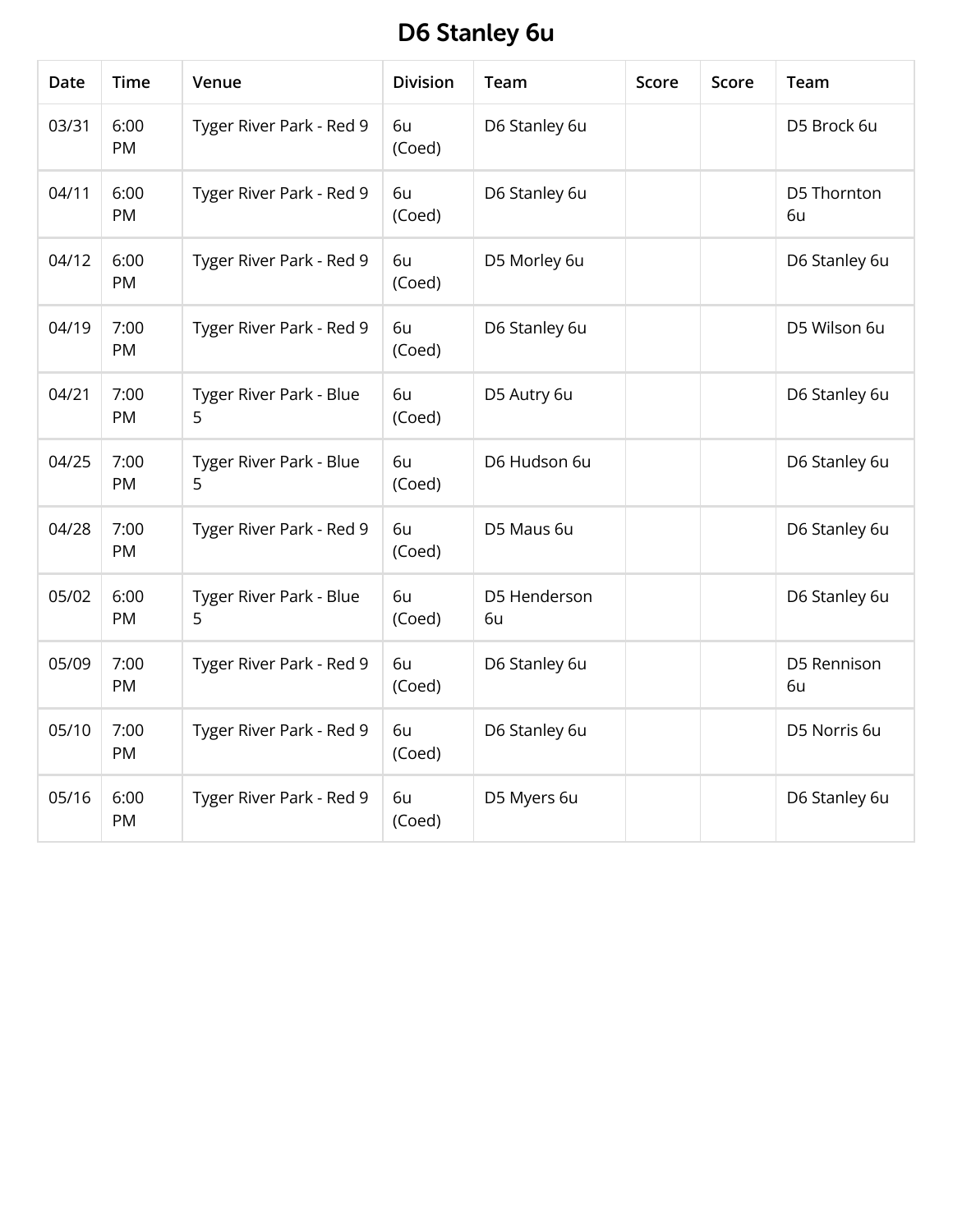# D6 Stanley 6u

| Date | Time | Venue | Division | Team | Score | Score | Team |
|---|---|---|---|---|---|---|---|
| 03/31 | 6:00 PM | Tyger River Park - Red 9 | 6u (Coed) | D6 Stanley 6u | | | D5 Brock 6u |
| 04/11 | 6:00 PM | Tyger River Park - Red 9 | 6u (Coed) | D6 Stanley 6u | | | D5 Thornton 6u |
| 04/12 | 6:00 PM | Tyger River Park - Red 9 | 6u (Coed) | D5 Morley 6u | | | D6 Stanley 6u |
| 04/19 | 7:00 PM | Tyger River Park - Red 9 | 6u (Coed) | D6 Stanley 6u | | | D5 Wilson 6u |
| 04/21 | 7:00 PM | Tyger River Park - Blue 5 | 6u (Coed) | D5 Autry 6u | | | D6 Stanley 6u |
| 04/25 | 7:00 PM | Tyger River Park - Blue 5 | 6u (Coed) | D6 Hudson 6u | | | D6 Stanley 6u |
| 04/28 | 7:00 PM | Tyger River Park - Red 9 | 6u (Coed) | D5 Maus 6u | | | D6 Stanley 6u |
| 05/02 | 6:00 PM | Tyger River Park - Blue 5 | 6u (Coed) | D5 Henderson 6u | | | D6 Stanley 6u |
| 05/09 | 7:00 PM | Tyger River Park - Red 9 | 6u (Coed) | D6 Stanley 6u | | | D5 Rennison 6u |
| 05/10 | 7:00 PM | Tyger River Park - Red 9 | 6u (Coed) | D6 Stanley 6u | | | D5 Norris 6u |
| 05/16 | 6:00 PM | Tyger River Park - Red 9 | 6u (Coed) | D5 Myers 6u | | | D6 Stanley 6u |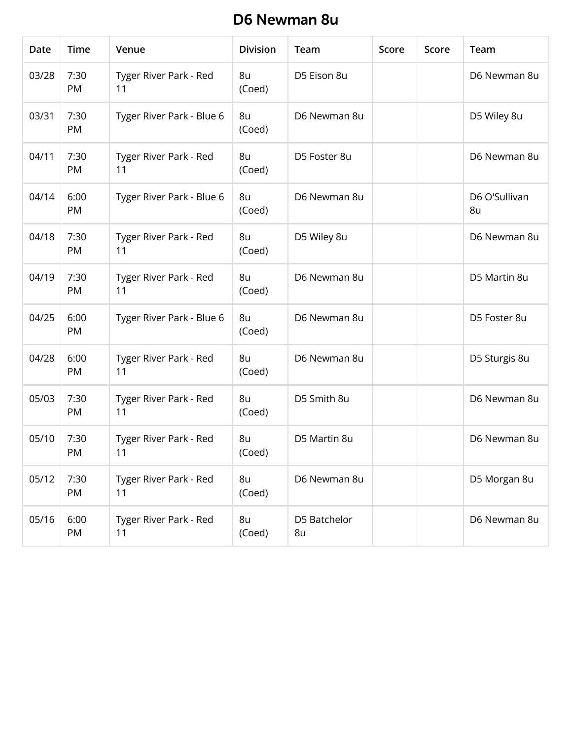# D6 Newman 8u

| Date | Time | Venue | Division | Team | Score | Score | Team |
|---|---|---|---|---|---|---|---|
| 03/28 | 7:30 PM | Tyger River Park - Red 11 | 8u (Coed) | D5 Eison 8u | | | D6 Newman 8u |
| 03/31 | 7:30 PM | Tyger River Park - Blue 6 | 8u (Coed) | D6 Newman 8u | | | D5 Wiley 8u |
| 04/11 | 7:30 PM | Tyger River Park - Red 11 | 8u (Coed) | D5 Foster 8u | | | D6 Newman 8u |
| 04/14 | 6:00 PM | Tyger River Park - Blue 6 | 8u (Coed) | D6 Newman 8u | | | D6 O'Sullivan 8u |
| 04/18 | 7:30 PM | Tyger River Park - Red 11 | 8u (Coed) | D5 Wiley 8u | | | D6 Newman 8u |
| 04/19 | 7:30 PM | Tyger River Park - Red 11 | 8u (Coed) | D6 Newman 8u | | | D5 Martin 8u |
| 04/25 | 6:00 PM | Tyger River Park - Blue 6 | 8u (Coed) | D6 Newman 8u | | | D5 Foster 8u |
| 04/28 | 6:00 PM | Tyger River Park - Red 11 | 8u (Coed) | D6 Newman 8u | | | D5 Sturgis 8u |
| 05/03 | 7:30 PM | Tyger River Park - Red 11 | 8u (Coed) | D5 Smith 8u | | | D6 Newman 8u |
| 05/10 | 7:30 PM | Tyger River Park - Red 11 | 8u (Coed) | D5 Martin 8u | | | D6 Newman 8u |
| 05/12 | 7:30 PM | Tyger River Park - Red 11 | 8u (Coed) | D6 Newman 8u | | | D5 Morgan 8u |
| 05/16 | 6:00 PM | Tyger River Park - Red 11 | 8u (Coed) | D5 Batchelor 8u | | | D6 Newman 8u |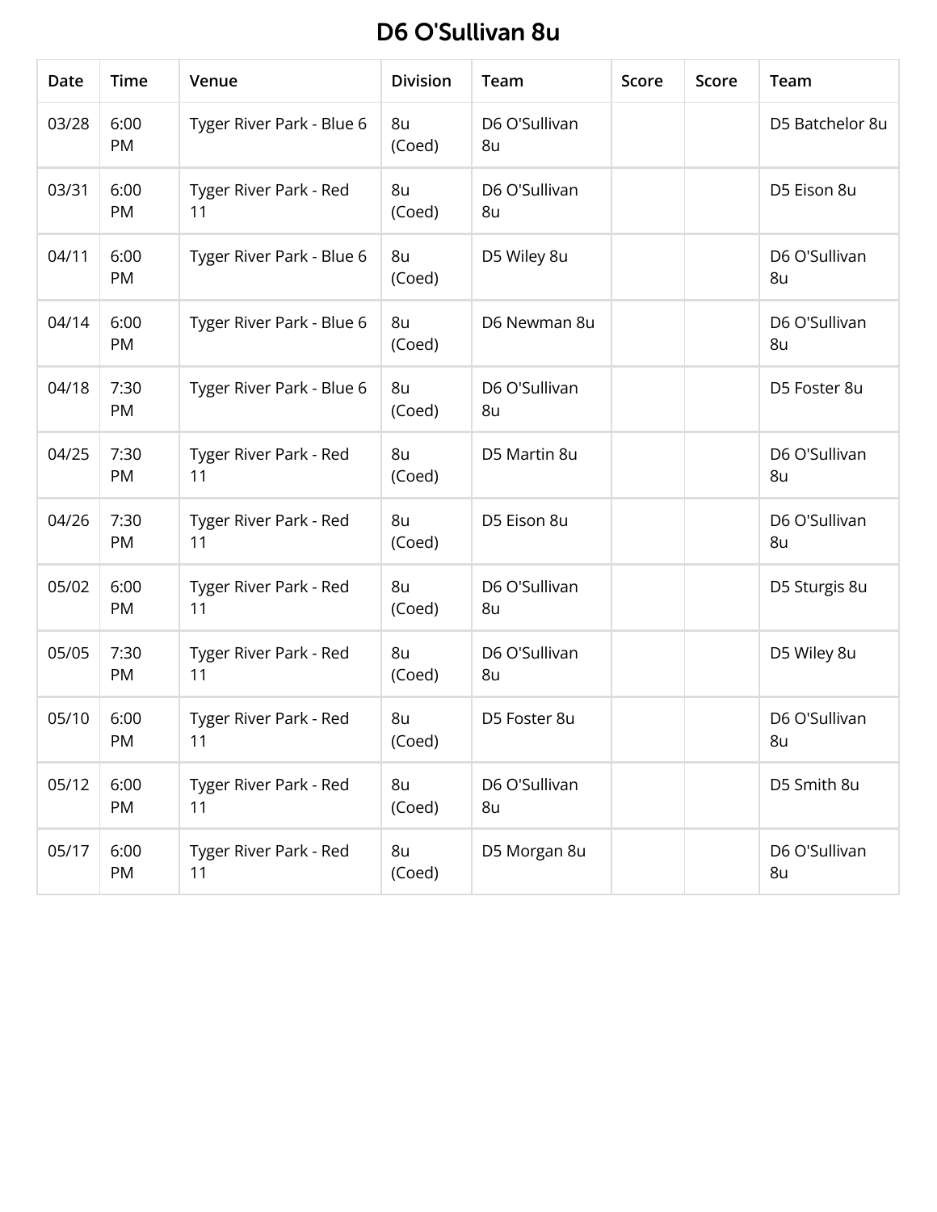# D6 O'Sullivan 8u

| Date | Time | Venue | Division | Team | Score | Score | Team |
|---|---|---|---|---|---|---|---|
| 03/28 | 6:00 PM | Tyger River Park - Blue 6 | 8u (Coed) | D6 O'Sullivan 8u | | | D5 Batchelor 8u |
| 03/31 | 6:00 PM | Tyger River Park - Red 11 | 8u (Coed) | D6 O'Sullivan 8u | | | D5 Eison 8u |
| 04/11 | 6:00 PM | Tyger River Park - Blue 6 | 8u (Coed) | D5 Wiley 8u | | | D6 O'Sullivan 8u |
| 04/14 | 6:00 PM | Tyger River Park - Blue 6 | 8u (Coed) | D6 Newman 8u | | | D6 O'Sullivan 8u |
| 04/18 | 7:30 PM | Tyger River Park - Blue 6 | 8u (Coed) | D6 O'Sullivan 8u | | | D5 Foster 8u |
| 04/25 | 7:30 PM | Tyger River Park - Red 11 | 8u (Coed) | D5 Martin 8u | | | D6 O'Sullivan 8u |
| 04/26 | 7:30 PM | Tyger River Park - Red 11 | 8u (Coed) | D5 Eison 8u | | | D6 O'Sullivan 8u |
| 05/02 | 6:00 PM | Tyger River Park - Red 11 | 8u (Coed) | D6 O'Sullivan 8u | | | D5 Sturgis 8u |
| 05/05 | 7:30 PM | Tyger River Park - Red 11 | 8u (Coed) | D6 O'Sullivan 8u | | | D5 Wiley 8u |
| 05/10 | 6:00 PM | Tyger River Park - Red 11 | 8u (Coed) | D5 Foster 8u | | | D6 O'Sullivan 8u |
| 05/12 | 6:00 PM | Tyger River Park - Red 11 | 8u (Coed) | D6 O'Sullivan 8u | | | D5 Smith 8u |
| 05/17 | 6:00 PM | Tyger River Park - Red 11 | 8u (Coed) | D5 Morgan 8u | | | D6 O'Sullivan 8u |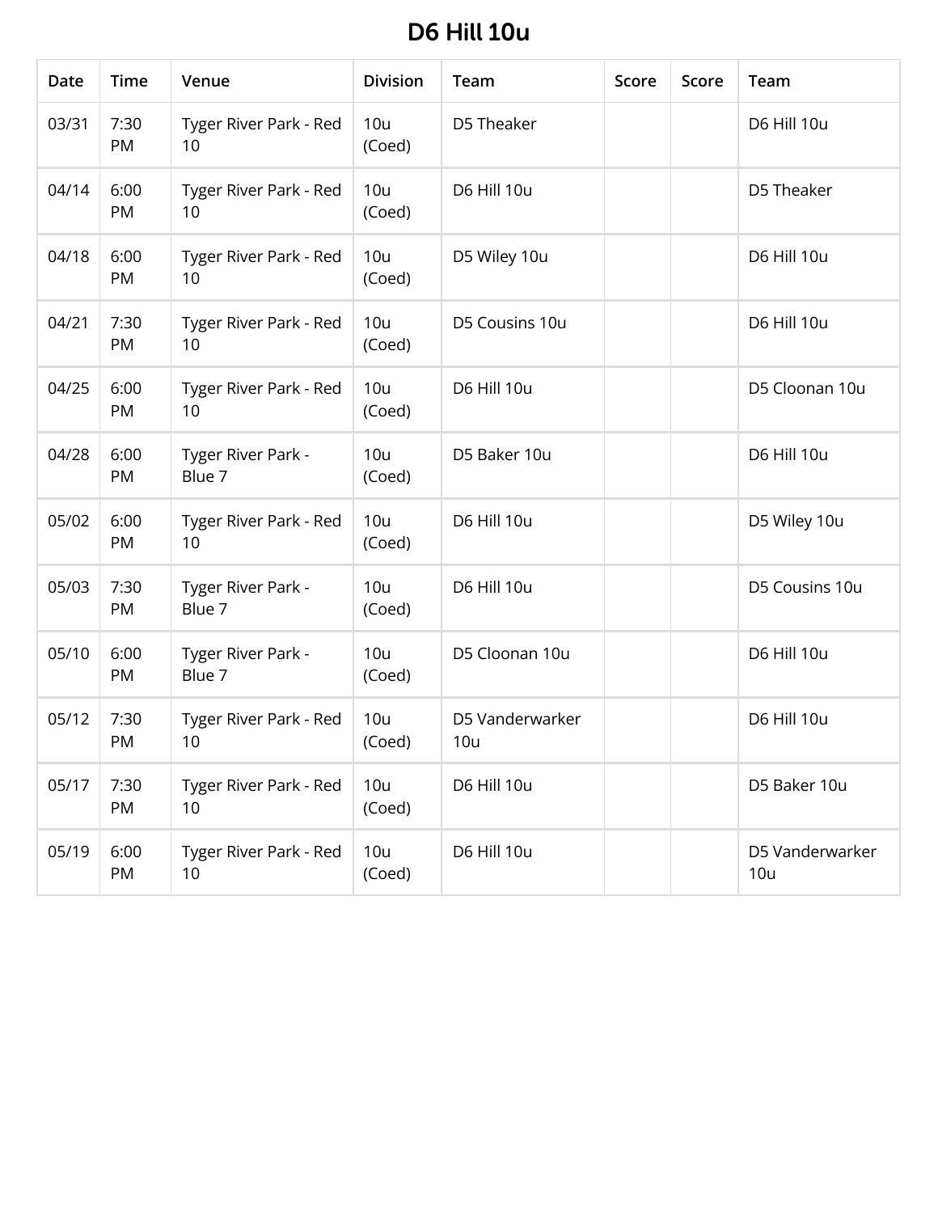# D6 Hill 10u

| Date | Time | Venue | Division | Team | Score | Score | Team |
|---|---|---|---|---|---|---|---|
| 03/31 | 7:30 PM | Tyger River Park - Red 10 | 10u (Coed) | D5 Theaker | | | D6 Hill 10u |
| 04/14 | 6:00 PM | Tyger River Park - Red 10 | 10u (Coed) | D6 Hill 10u | | | D5 Theaker |
| 04/18 | 6:00 PM | Tyger River Park - Red 10 | 10u (Coed) | D5 Wiley 10u | | | D6 Hill 10u |
| 04/21 | 7:30 PM | Tyger River Park - Red 10 | 10u (Coed) | D5 Cousins 10u | | | D6 Hill 10u |
| 04/25 | 6:00 PM | Tyger River Park - Red 10 | 10u (Coed) | D6 Hill 10u | | | D5 Cloonan 10u |
| 04/28 | 6:00 PM | Tyger River Park - Blue 7 | 10u (Coed) | D5 Baker 10u | | | D6 Hill 10u |
| 05/02 | 6:00 PM | Tyger River Park - Red 10 | 10u (Coed) | D6 Hill 10u | | | D5 Wiley 10u |
| 05/03 | 7:30 PM | Tyger River Park - Blue 7 | 10u (Coed) | D6 Hill 10u | | | D5 Cousins 10u |
| 05/10 | 6:00 PM | Tyger River Park - Blue 7 | 10u (Coed) | D5 Cloonan 10u | | | D6 Hill 10u |
| 05/12 | 7:30 PM | Tyger River Park - Red 10 | 10u (Coed) | D5 Vanderwarker 10u | | | D6 Hill 10u |
| 05/17 | 7:30 PM | Tyger River Park - Red 10 | 10u (Coed) | D6 Hill 10u | | | D5 Baker 10u |
| 05/19 | 6:00 PM | Tyger River Park - Red 10 | 10u (Coed) | D6 Hill 10u | | | D5 Vanderwarker 10u |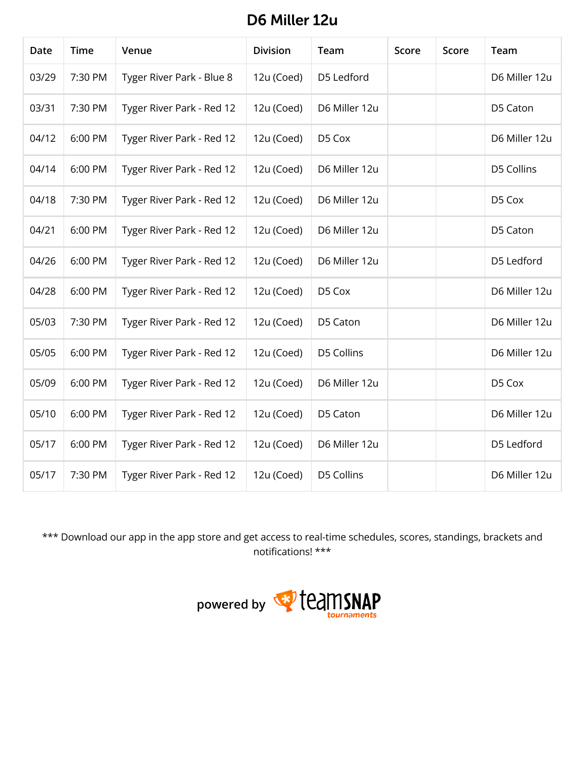# D6 Miller 12u

| Date | Time | Venue | Division | Team | Score | Score | Team |
|---|---|---|---|---|---|---|---|
| 03/29 | 7:30 PM | Tyger River Park - Blue 8 | 12u (Coed) | D5 Ledford | | | D6 Miller 12u |
| 03/31 | 7:30 PM | Tyger River Park - Red 12 | 12u (Coed) | D6 Miller 12u | | | D5 Caton |
| 04/12 | 6:00 PM | Tyger River Park - Red 12 | 12u (Coed) | D5 Cox | | | D6 Miller 12u |
| 04/14 | 6:00 PM | Tyger River Park - Red 12 | 12u (Coed) | D6 Miller 12u | | | D5 Collins |
| 04/18 | 7:30 PM | Tyger River Park - Red 12 | 12u (Coed) | D6 Miller 12u | | | D5 Cox |
| 04/21 | 6:00 PM | Tyger River Park - Red 12 | 12u (Coed) | D6 Miller 12u | | | D5 Caton |
| 04/26 | 6:00 PM | Tyger River Park - Red 12 | 12u (Coed) | D6 Miller 12u | | | D5 Ledford |
| 04/28 | 6:00 PM | Tyger River Park - Red 12 | 12u (Coed) | D5 Cox | | | D6 Miller 12u |
| 05/03 | 7:30 PM | Tyger River Park - Red 12 | 12u (Coed) | D5 Caton | | | D6 Miller 12u |
| 05/05 | 6:00 PM | Tyger River Park - Red 12 | 12u (Coed) | D5 Collins | | | D6 Miller 12u |
| 05/09 | 6:00 PM | Tyger River Park - Red 12 | 12u (Coed) | D6 Miller 12u | | | D5 Cox |
| 05/10 | 6:00 PM | Tyger River Park - Red 12 | 12u (Coed) | D5 Caton | | | D6 Miller 12u |
| 05/17 | 6:00 PM | Tyger River Park - Red 12 | 12u (Coed) | D6 Miller 12u | | | D5 Ledford |
| 05/17 | 7:30 PM | Tyger River Park - Red 12 | 12u (Coed) | D5 Collins | | | D6 Miller 12u |

*** Download our app in the app store and get access to real-time schedules, scores, standings, brackets and notifications! ***

powered by teamSNAP tournaments